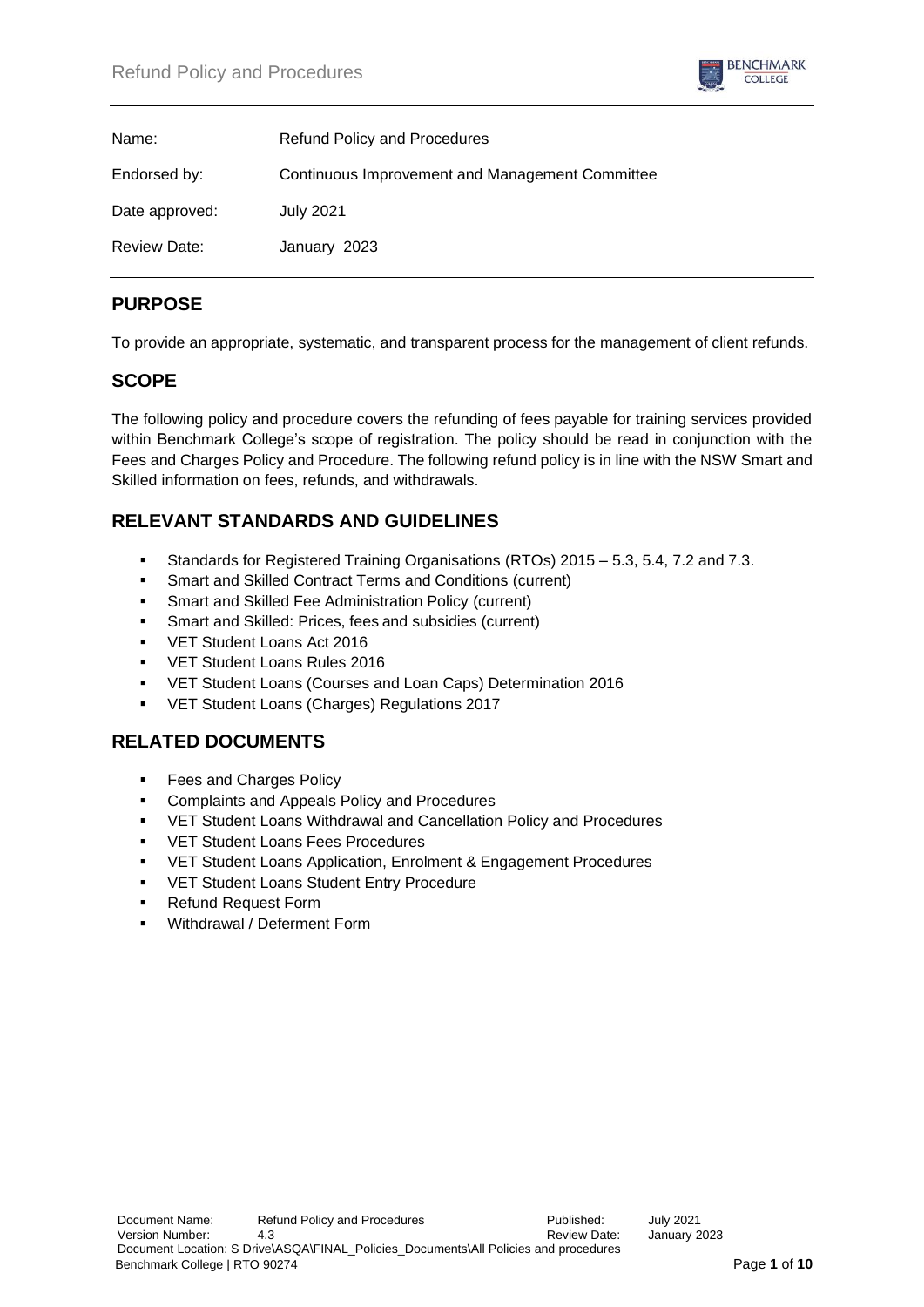| | |
|---|---|
| Name: | Refund Policy and Procedures |
| Endorsed by: | Continuous Improvement and Management Committee |
| Date approved: | July 2021 |
| Review Date: | January 2023 |

## PURPOSE

To provide an appropriate, systematic, and transparent process for the management of client refunds.

## SCOPE

The following policy and procedure covers the refunding of fees payable for training services provided within Benchmark College's scope of registration. The policy should be read in conjunction with the Fees and Charges Policy and Procedure. The following refund policy is in line with the NSW Smart and Skilled information on fees, refunds, and withdrawals.

## RELEVANT STANDARDS AND GUIDELINES

- Standards for Registered Training Organisations (RTOs) 2015 – 5.3, 5.4, 7.2 and 7.3.
- Smart and Skilled Contract Terms and Conditions (current)
- Smart and Skilled Fee Administration Policy (current)
- Smart and Skilled: Prices, fees and subsidies (current)
- VET Student Loans Act 2016
- VET Student Loans Rules 2016
- VET Student Loans (Courses and Loan Caps) Determination 2016
- VET Student Loans (Charges) Regulations 2017

## RELATED DOCUMENTS

- Fees and Charges Policy
- Complaints and Appeals Policy and Procedures
- VET Student Loans Withdrawal and Cancellation Policy and Procedures
- VET Student Loans Fees Procedures
- VET Student Loans Application, Enrolment & Engagement Procedures
- VET Student Loans Student Entry Procedure
- Refund Request Form
- Withdrawal / Deferment Form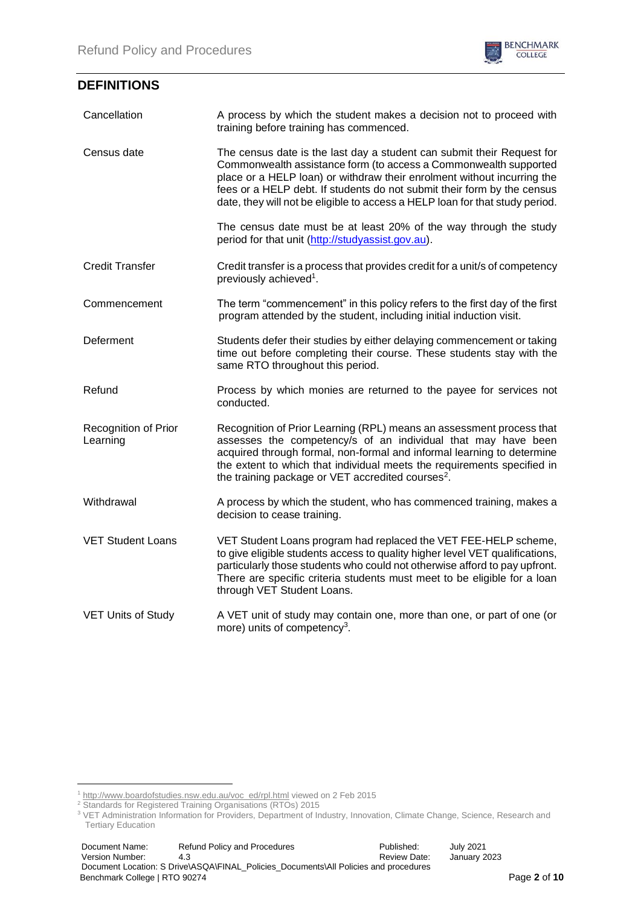## DEFINITIONS

| | |
|---|---|
| Cancellation | A process by which the student makes a decision not to proceed with training before training has commenced. |
| Census date | The census date is the last day a student can submit their Request for Commonwealth assistance form (to access a Commonwealth supported place or a HELP loan) or withdraw their enrolment without incurring the fees or a HELP debt. If students do not submit their form by the census date, they will not be eligible to access a HELP loan for that study period.<br><br>The census date must be at least 20% of the way through the study period for that unit (http://studyassist.gov.au). |
| Credit Transfer | Credit transfer is a process that provides credit for a unit/s of competency previously achieved[1]. |
| Commencement | The term "commencement" in this policy refers to the first day of the first program attended by the student, including initial induction visit. |
| Deferment | Students defer their studies by either delaying commencement or taking time out before completing their course. These students stay with the same RTO throughout this period. |
| Refund | Process by which monies are returned to the payee for services not conducted. |
| Recognition of Prior Learning | Recognition of Prior Learning (RPL) means an assessment process that assesses the competency/s of an individual that may have been acquired through formal, non-formal and informal learning to determine the extent to which that individual meets the requirements specified in the training package or VET accredited courses[2]. |
| Withdrawal | A process by which the student, who has commenced training, makes a decision to cease training. |
| VET Student Loans | VET Student Loans program had replaced the VET FEE-HELP scheme, to give eligible students access to quality higher level VET qualifications, particularly those students who could not otherwise afford to pay upfront. There are specific criteria students must meet to be eligible for a loan through VET Student Loans. |
| VET Units of Study | A VET unit of study may contain one, more than one, or part of one (or more) units of competency[3]. |

[1] http://www.boardofstudies.nsw.edu.au/voc_ed/rpl.html viewed on 2 Feb 2015

[2] Standards for Registered Training Organisations (RTOs) 2015

[3] VET Administration Information for Providers, Department of Industry, Innovation, Climate Change, Science, Research and Tertiary Education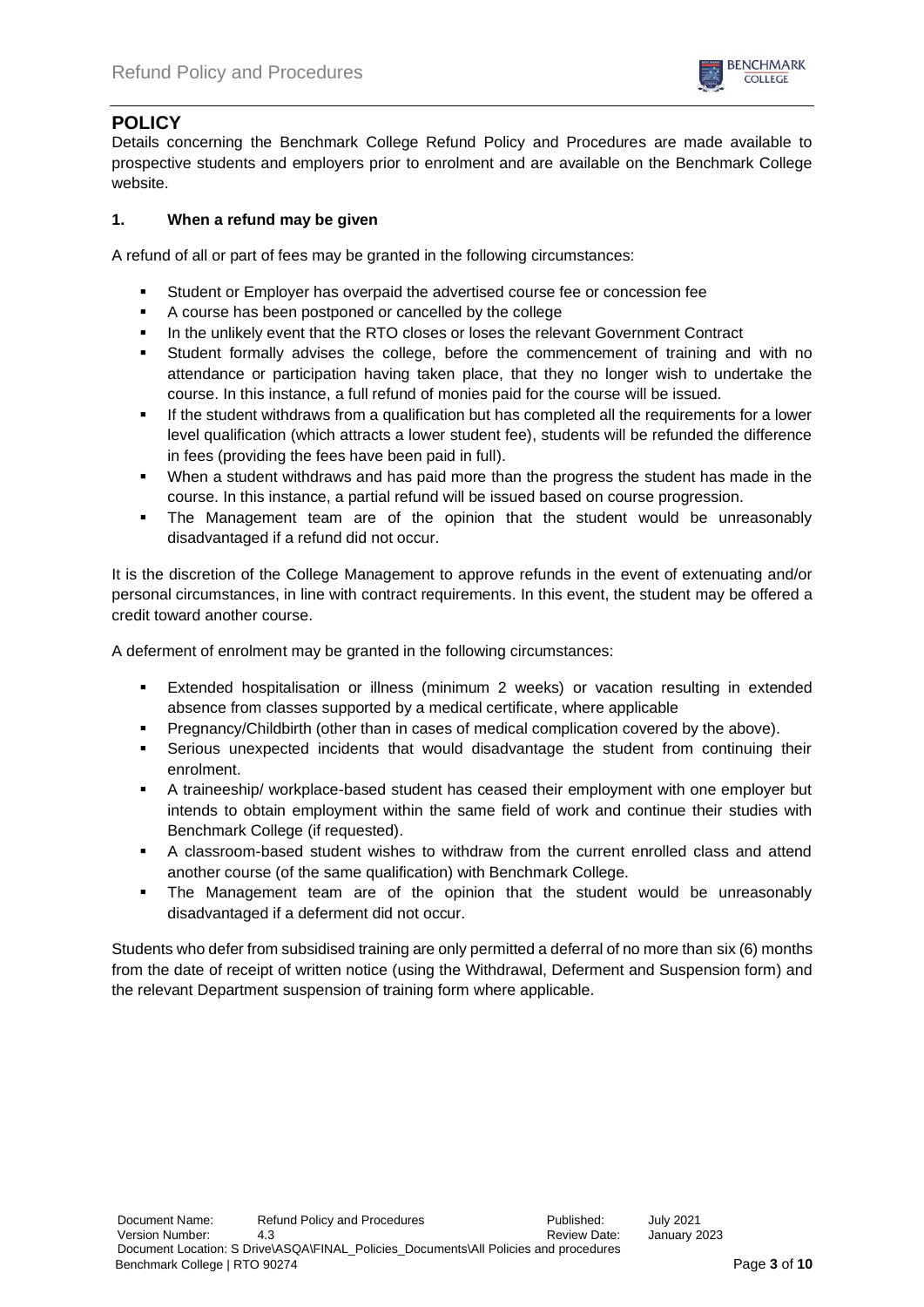## POLICY

Details concerning the Benchmark College Refund Policy and Procedures are made available to prospective students and employers prior to enrolment and are available on the Benchmark College website.

### 1. When a refund may be given

A refund of all or part of fees may be granted in the following circumstances:

- Student or Employer has overpaid the advertised course fee or concession fee
- A course has been postponed or cancelled by the college
- In the unlikely event that the RTO closes or loses the relevant Government Contract
- Student formally advises the college, before the commencement of training and with no attendance or participation having taken place, that they no longer wish to undertake the course. In this instance, a full refund of monies paid for the course will be issued.
- If the student withdraws from a qualification but has completed all the requirements for a lower level qualification (which attracts a lower student fee), students will be refunded the difference in fees (providing the fees have been paid in full).
- When a student withdraws and has paid more than the progress the student has made in the course. In this instance, a partial refund will be issued based on course progression.
- The Management team are of the opinion that the student would be unreasonably disadvantaged if a refund did not occur.

It is the discretion of the College Management to approve refunds in the event of extenuating and/or personal circumstances, in line with contract requirements. In this event, the student may be offered a credit toward another course.

A deferment of enrolment may be granted in the following circumstances:

- Extended hospitalisation or illness (minimum 2 weeks) or vacation resulting in extended absence from classes supported by a medical certificate, where applicable
- Pregnancy/Childbirth (other than in cases of medical complication covered by the above).
- Serious unexpected incidents that would disadvantage the student from continuing their enrolment.
- A traineeship/ workplace-based student has ceased their employment with one employer but intends to obtain employment within the same field of work and continue their studies with Benchmark College (if requested).
- A classroom-based student wishes to withdraw from the current enrolled class and attend another course (of the same qualification) with Benchmark College.
- The Management team are of the opinion that the student would be unreasonably disadvantaged if a deferment did not occur.

Students who defer from subsidised training are only permitted a deferral of no more than six (6) months from the date of receipt of written notice (using the Withdrawal, Deferment and Suspension form) and the relevant Department suspension of training form where applicable.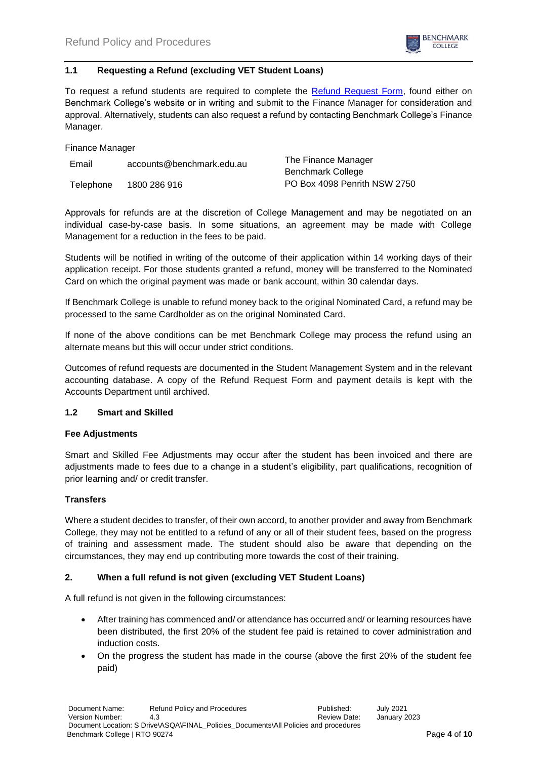### 1.1 Requesting a Refund (excluding VET Student Loans)

To request a refund students are required to complete the [Refund Request Form](), found either on Benchmark College's website or in writing and submit to the Finance Manager for consideration and approval. Alternatively, students can also request a refund by contacting Benchmark College's Finance Manager.

Finance Manager

| | | |
|---|---|---|
| Email | accounts@benchmark.edu.au | The Finance Manager<br>Benchmark College |
| Telephone | 1800 286 916 | PO Box 4098 Penrith NSW 2750 |

Approvals for refunds are at the discretion of College Management and may be negotiated on an individual case-by-case basis. In some situations, an agreement may be made with College Management for a reduction in the fees to be paid.

Students will be notified in writing of the outcome of their application within 14 working days of their application receipt. For those students granted a refund, money will be transferred to the Nominated Card on which the original payment was made or bank account, within 30 calendar days.

If Benchmark College is unable to refund money back to the original Nominated Card, a refund may be processed to the same Cardholder as on the original Nominated Card.

If none of the above conditions can be met Benchmark College may process the refund using an alternate means but this will occur under strict conditions.

Outcomes of refund requests are documented in the Student Management System and in the relevant accounting database. A copy of the Refund Request Form and payment details is kept with the Accounts Department until archived.

### 1.2 Smart and Skilled

**Fee Adjustments**

Smart and Skilled Fee Adjustments may occur after the student has been invoiced and there are adjustments made to fees due to a change in a student's eligibility, part qualifications, recognition of prior learning and/ or credit transfer.

**Transfers**

Where a student decides to transfer, of their own accord, to another provider and away from Benchmark College, they may not be entitled to a refund of any or all of their student fees, based on the progress of training and assessment made. The student should also be aware that depending on the circumstances, they may end up contributing more towards the cost of their training.

## 2. When a full refund is not given (excluding VET Student Loans)

A full refund is not given in the following circumstances:

- After training has commenced and/ or attendance has occurred and/ or learning resources have been distributed, the first 20% of the student fee paid is retained to cover administration and induction costs.
- On the progress the student has made in the course (above the first 20% of the student fee paid)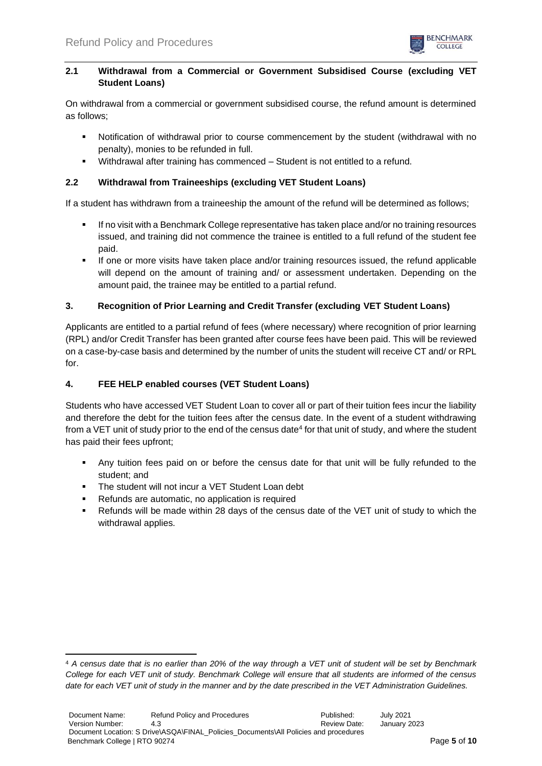### 2.1 Withdrawal from a Commercial or Government Subsidised Course (excluding VET Student Loans)

On withdrawal from a commercial or government subsidised course, the refund amount is determined as follows;

- Notification of withdrawal prior to course commencement by the student (withdrawal with no penalty), monies to be refunded in full.
- Withdrawal after training has commenced – Student is not entitled to a refund.

### 2.2 Withdrawal from Traineeships (excluding VET Student Loans)

If a student has withdrawn from a traineeship the amount of the refund will be determined as follows;

- If no visit with a Benchmark College representative has taken place and/or no training resources issued, and training did not commence the trainee is entitled to a full refund of the student fee paid.
- If one or more visits have taken place and/or training resources issued, the refund applicable will depend on the amount of training and/ or assessment undertaken. Depending on the amount paid, the trainee may be entitled to a partial refund.

## 3. Recognition of Prior Learning and Credit Transfer (excluding VET Student Loans)

Applicants are entitled to a partial refund of fees (where necessary) where recognition of prior learning (RPL) and/or Credit Transfer has been granted after course fees have been paid. This will be reviewed on a case-by-case basis and determined by the number of units the student will receive CT and/ or RPL for.

## 4. FEE HELP enabled courses (VET Student Loans)

Students who have accessed VET Student Loan to cover all or part of their tuition fees incur the liability and therefore the debt for the tuition fees after the census date. In the event of a student withdrawing from a VET unit of study prior to the end of the census date[4] for that unit of study, and where the student has paid their fees upfront;

- Any tuition fees paid on or before the census date for that unit will be fully refunded to the student; and
- The student will not incur a VET Student Loan debt
- Refunds are automatic, no application is required
- Refunds will be made within 28 days of the census date of the VET unit of study to which the withdrawal applies.

---

[4] *A census date that is no earlier than 20% of the way through a VET unit of student will be set by Benchmark College for each VET unit of study. Benchmark College will ensure that all students are informed of the census date for each VET unit of study in the manner and by the date prescribed in the VET Administration Guidelines.*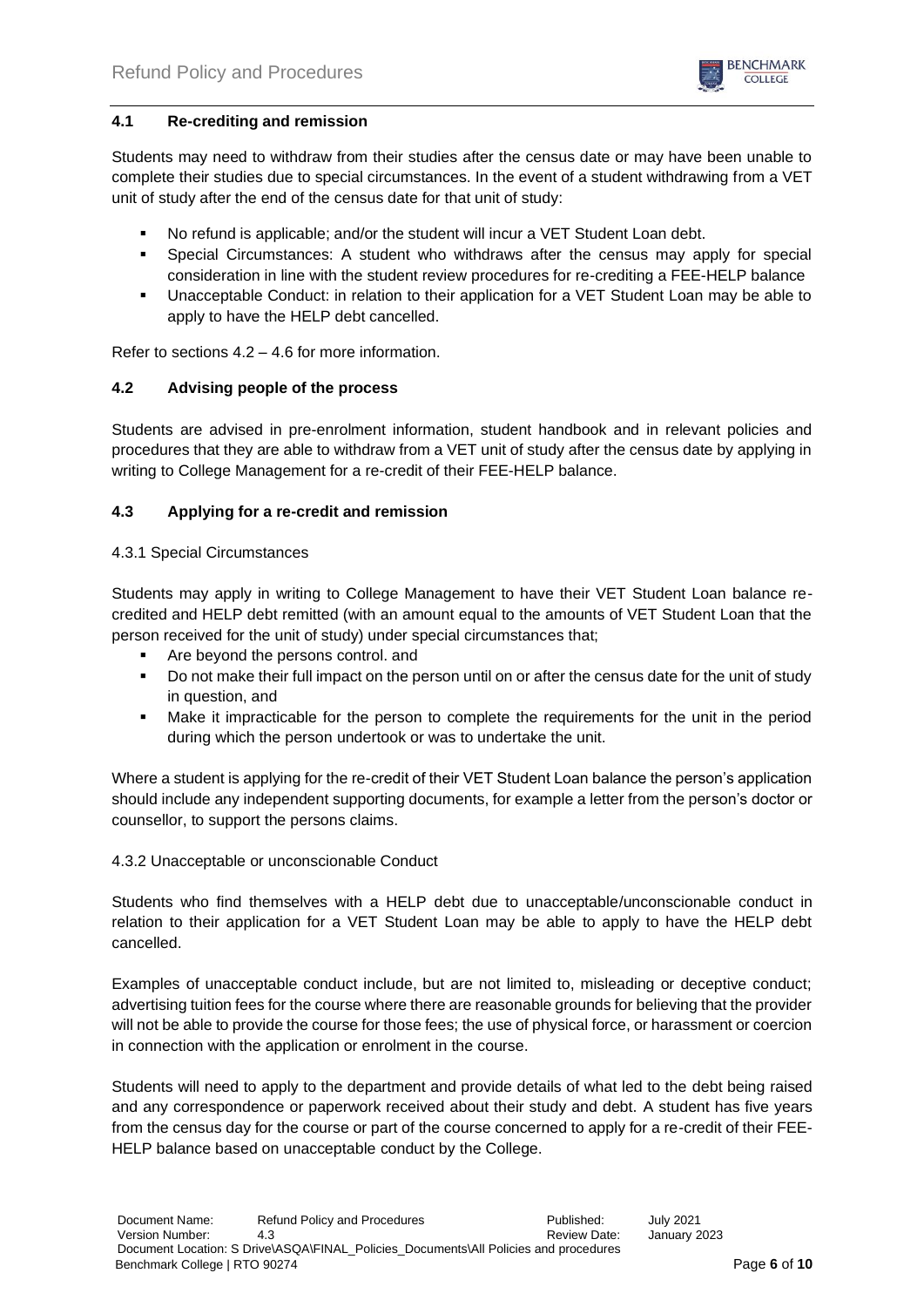### 4.1 Re-crediting and remission

Students may need to withdraw from their studies after the census date or may have been unable to complete their studies due to special circumstances. In the event of a student withdrawing from a VET unit of study after the end of the census date for that unit of study:

- No refund is applicable; and/or the student will incur a VET Student Loan debt.
- Special Circumstances: A student who withdraws after the census may apply for special consideration in line with the student review procedures for re-crediting a FEE-HELP balance
- Unacceptable Conduct: in relation to their application for a VET Student Loan may be able to apply to have the HELP debt cancelled.

Refer to sections 4.2 – 4.6 for more information.

### 4.2 Advising people of the process

Students are advised in pre-enrolment information, student handbook and in relevant policies and procedures that they are able to withdraw from a VET unit of study after the census date by applying in writing to College Management for a re-credit of their FEE-HELP balance.

### 4.3 Applying for a re-credit and remission

4.3.1 Special Circumstances

Students may apply in writing to College Management to have their VET Student Loan balance re-credited and HELP debt remitted (with an amount equal to the amounts of VET Student Loan that the person received for the unit of study) under special circumstances that;

- Are beyond the persons control. and
- Do not make their full impact on the person until on or after the census date for the unit of study in question, and
- Make it impracticable for the person to complete the requirements for the unit in the period during which the person undertook or was to undertake the unit.

Where a student is applying for the re-credit of their VET Student Loan balance the person's application should include any independent supporting documents, for example a letter from the person's doctor or counsellor, to support the persons claims.

4.3.2 Unacceptable or unconscionable Conduct

Students who find themselves with a HELP debt due to unacceptable/unconscionable conduct in relation to their application for a VET Student Loan may be able to apply to have the HELP debt cancelled.

Examples of unacceptable conduct include, but are not limited to, misleading or deceptive conduct; advertising tuition fees for the course where there are reasonable grounds for believing that the provider will not be able to provide the course for those fees; the use of physical force, or harassment or coercion in connection with the application or enrolment in the course.

Students will need to apply to the department and provide details of what led to the debt being raised and any correspondence or paperwork received about their study and debt. A student has five years from the census day for the course or part of the course concerned to apply for a re-credit of their FEE-HELP balance based on unacceptable conduct by the College.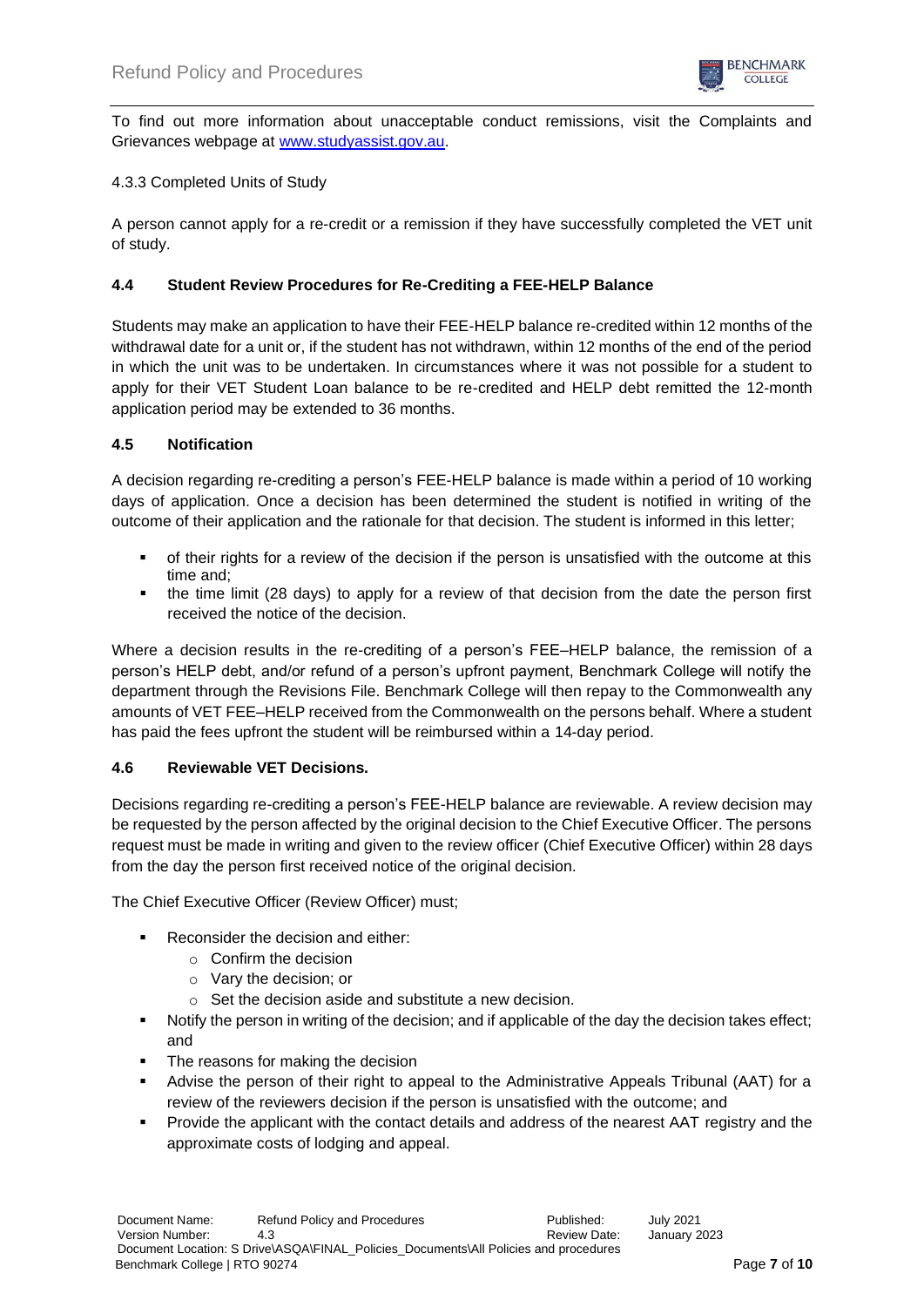To find out more information about unacceptable conduct remissions, visit the Complaints and Grievances webpage at [www.studyassist.gov.au](http://www.studyassist.gov.au).

4.3.3 Completed Units of Study

A person cannot apply for a re-credit or a remission if they have successfully completed the VET unit of study.

### 4.4 Student Review Procedures for Re-Crediting a FEE-HELP Balance

Students may make an application to have their FEE-HELP balance re-credited within 12 months of the withdrawal date for a unit or, if the student has not withdrawn, within 12 months of the end of the period in which the unit was to be undertaken. In circumstances where it was not possible for a student to apply for their VET Student Loan balance to be re-credited and HELP debt remitted the 12-month application period may be extended to 36 months.

### 4.5 Notification

A decision regarding re-crediting a person's FEE-HELP balance is made within a period of 10 working days of application. Once a decision has been determined the student is notified in writing of the outcome of their application and the rationale for that decision. The student is informed in this letter;

- of their rights for a review of the decision if the person is unsatisfied with the outcome at this time and;
- the time limit (28 days) to apply for a review of that decision from the date the person first received the notice of the decision.

Where a decision results in the re-crediting of a person's FEE–HELP balance, the remission of a person's HELP debt, and/or refund of a person's upfront payment, Benchmark College will notify the department through the Revisions File. Benchmark College will then repay to the Commonwealth any amounts of VET FEE–HELP received from the Commonwealth on the persons behalf. Where a student has paid the fees upfront the student will be reimbursed within a 14-day period.

### 4.6 Reviewable VET Decisions.

Decisions regarding re-crediting a person's FEE-HELP balance are reviewable. A review decision may be requested by the person affected by the original decision to the Chief Executive Officer. The persons request must be made in writing and given to the review officer (Chief Executive Officer) within 28 days from the day the person first received notice of the original decision.

The Chief Executive Officer (Review Officer) must;

- Reconsider the decision and either:
  - Confirm the decision
  - Vary the decision; or
  - Set the decision aside and substitute a new decision.
- Notify the person in writing of the decision; and if applicable of the day the decision takes effect; and
- The reasons for making the decision
- Advise the person of their right to appeal to the Administrative Appeals Tribunal (AAT) for a review of the reviewers decision if the person is unsatisfied with the outcome; and
- Provide the applicant with the contact details and address of the nearest AAT registry and the approximate costs of lodging and appeal.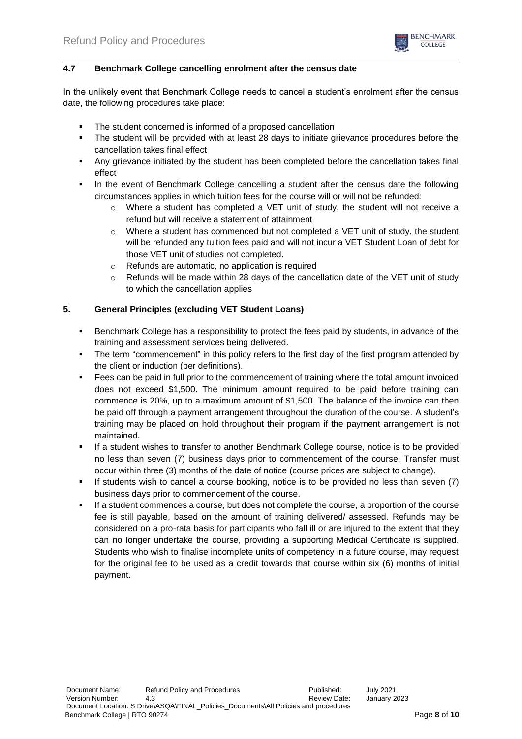### 4.7 Benchmark College cancelling enrolment after the census date

In the unlikely event that Benchmark College needs to cancel a student's enrolment after the census date, the following procedures take place:

- The student concerned is informed of a proposed cancellation
- The student will be provided with at least 28 days to initiate grievance procedures before the cancellation takes final effect
- Any grievance initiated by the student has been completed before the cancellation takes final effect
- In the event of Benchmark College cancelling a student after the census date the following circumstances applies in which tuition fees for the course will or will not be refunded:
  - Where a student has completed a VET unit of study, the student will not receive a refund but will receive a statement of attainment
  - Where a student has commenced but not completed a VET unit of study, the student will be refunded any tuition fees paid and will not incur a VET Student Loan of debt for those VET unit of studies not completed.
  - Refunds are automatic, no application is required
  - Refunds will be made within 28 days of the cancellation date of the VET unit of study to which the cancellation applies

## 5. General Principles (excluding VET Student Loans)

- Benchmark College has a responsibility to protect the fees paid by students, in advance of the training and assessment services being delivered.
- The term "commencement" in this policy refers to the first day of the first program attended by the client or induction (per definitions).
- Fees can be paid in full prior to the commencement of training where the total amount invoiced does not exceed $1,500. The minimum amount required to be paid before training can commence is 20%, up to a maximum amount of $1,500. The balance of the invoice can then be paid off through a payment arrangement throughout the duration of the course. A student's training may be placed on hold throughout their program if the payment arrangement is not maintained.
- If a student wishes to transfer to another Benchmark College course, notice is to be provided no less than seven (7) business days prior to commencement of the course. Transfer must occur within three (3) months of the date of notice (course prices are subject to change).
- If students wish to cancel a course booking, notice is to be provided no less than seven (7) business days prior to commencement of the course.
- If a student commences a course, but does not complete the course, a proportion of the course fee is still payable, based on the amount of training delivered/ assessed. Refunds may be considered on a pro-rata basis for participants who fall ill or are injured to the extent that they can no longer undertake the course, providing a supporting Medical Certificate is supplied. Students who wish to finalise incomplete units of competency in a future course, may request for the original fee to be used as a credit towards that course within six (6) months of initial payment.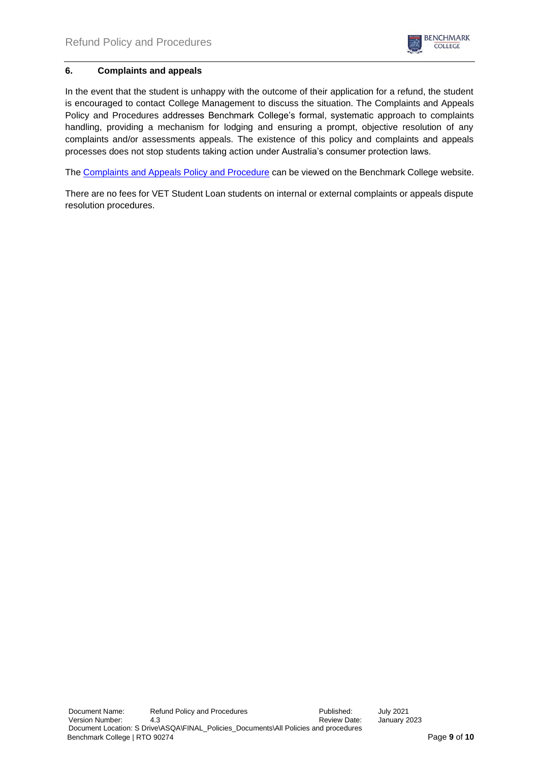## 6. Complaints and appeals

In the event that the student is unhappy with the outcome of their application for a refund, the student is encouraged to contact College Management to discuss the situation. The Complaints and Appeals Policy and Procedures addresses Benchmark College's formal, systematic approach to complaints handling, providing a mechanism for lodging and ensuring a prompt, objective resolution of any complaints and/or assessments appeals. The existence of this policy and complaints and appeals processes does not stop students taking action under Australia's consumer protection laws.

The Complaints and Appeals Policy and Procedure can be viewed on the Benchmark College website.

There are no fees for VET Student Loan students on internal or external complaints or appeals dispute resolution procedures.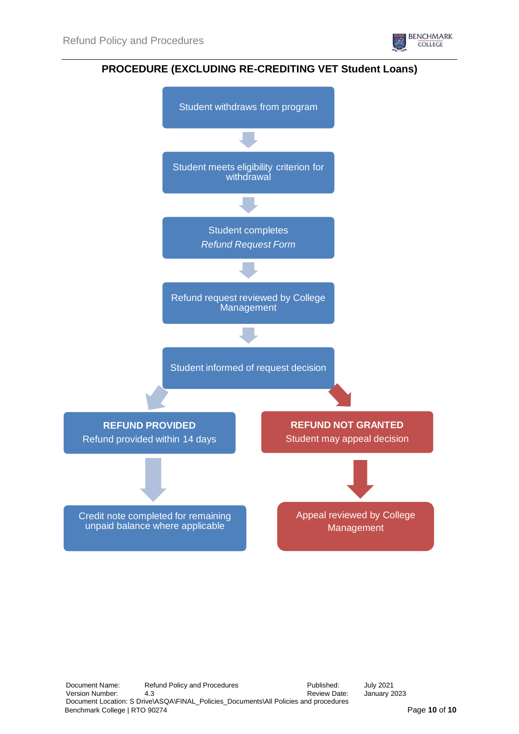**PROCEDURE (EXCLUDING RE-CREDITING VET Student Loans)**

Student withdraws from program

Student meets eligibility criterion for withdrawal

Student completes *Refund Request Form*

Refund request reviewed by College Management

Student informed of request decision

**REFUND PROVIDED**
Refund provided within 14 days

Credit note completed for remaining unpaid balance where applicable

**REFUND NOT GRANTED**
Student may appeal decision

Appeal reviewed by College Management